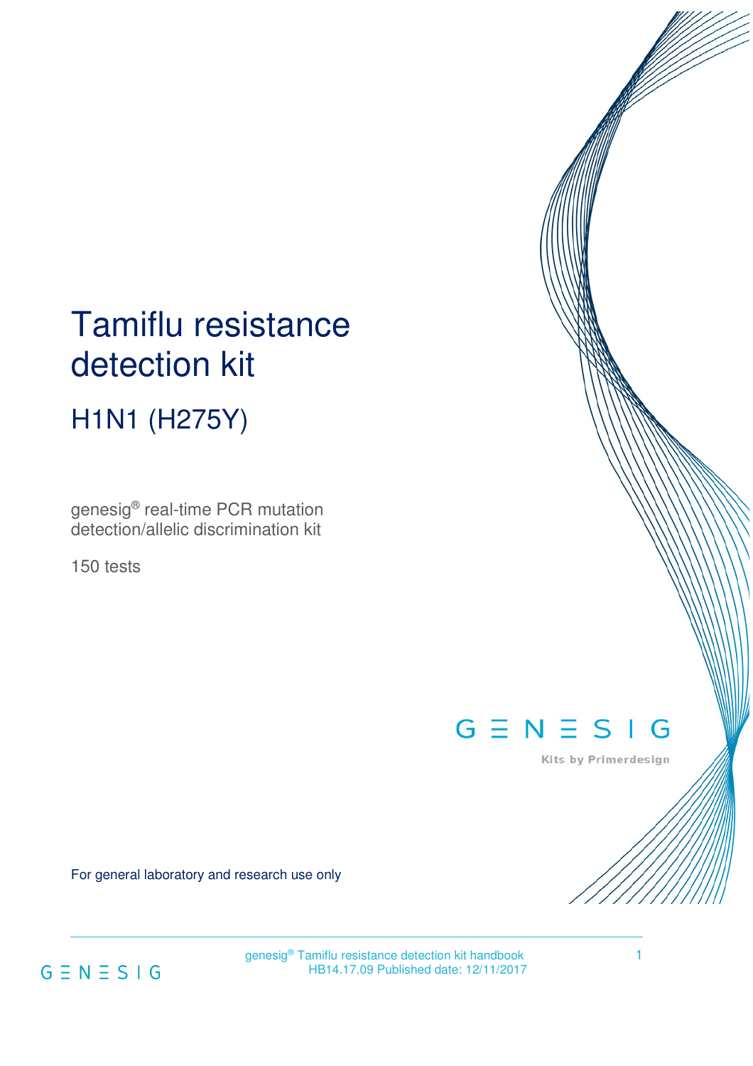# Tamiflu resistance detection kit

## H1N1 (H275Y)

genesig® real-time PCR mutation detection/allelic discrimination kit

150 tests

GENESIG

Kits by Primerdesign

For general laboratory and research use only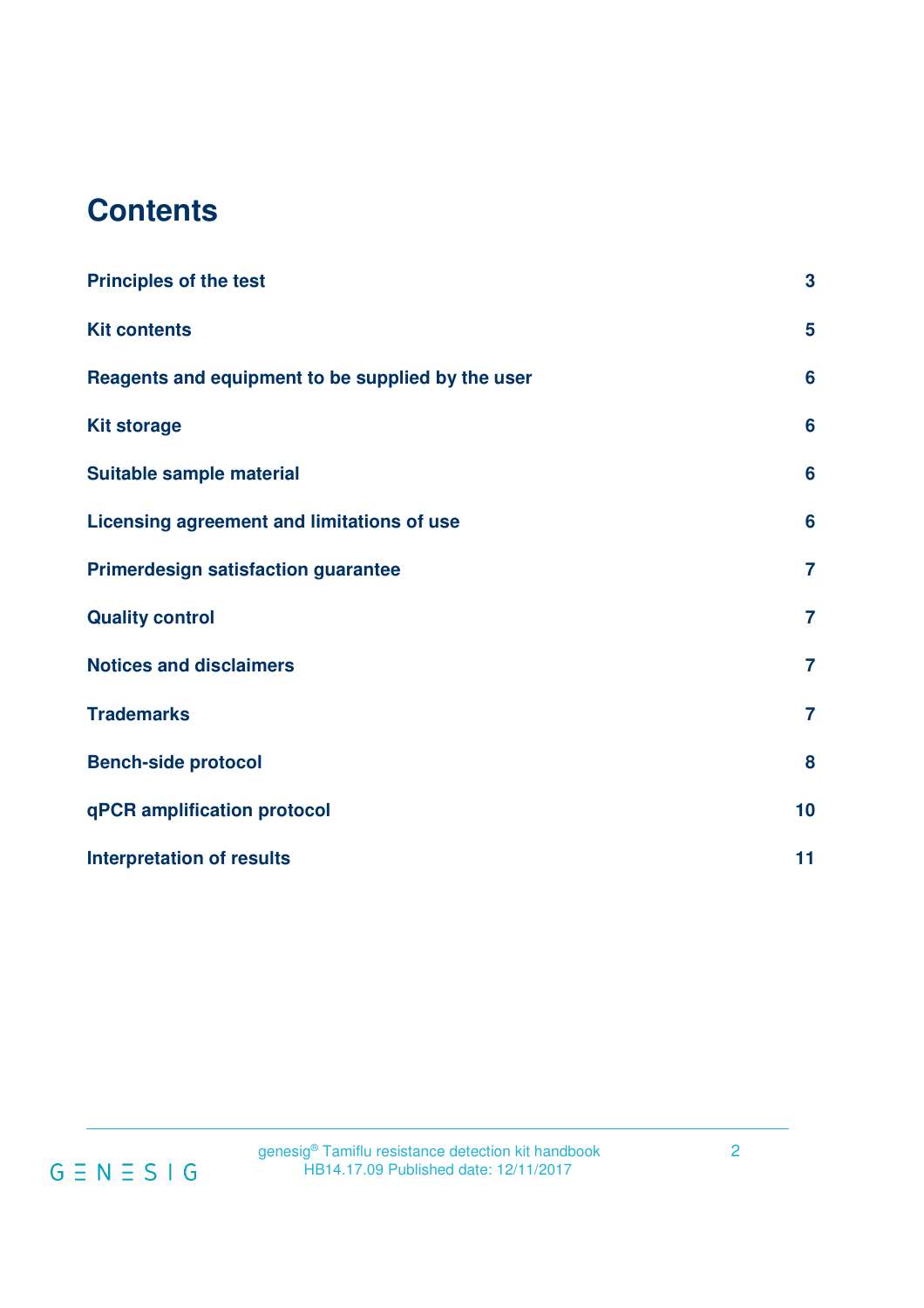# Contents

| | |
|---|---|
| **Principles of the test** | **3** |
| **Kit contents** | **5** |
| **Reagents and equipment to be supplied by the user** | **6** |
| **Kit storage** | **6** |
| **Suitable sample material** | **6** |
| **Licensing agreement and limitations of use** | **6** |
| **Primerdesign satisfaction guarantee** | **7** |
| **Quality control** | **7** |
| **Notices and disclaimers** | **7** |
| **Trademarks** | **7** |
| **Bench-side protocol** | **8** |
| **qPCR amplification protocol** | **10** |
| **Interpretation of results** | **11** |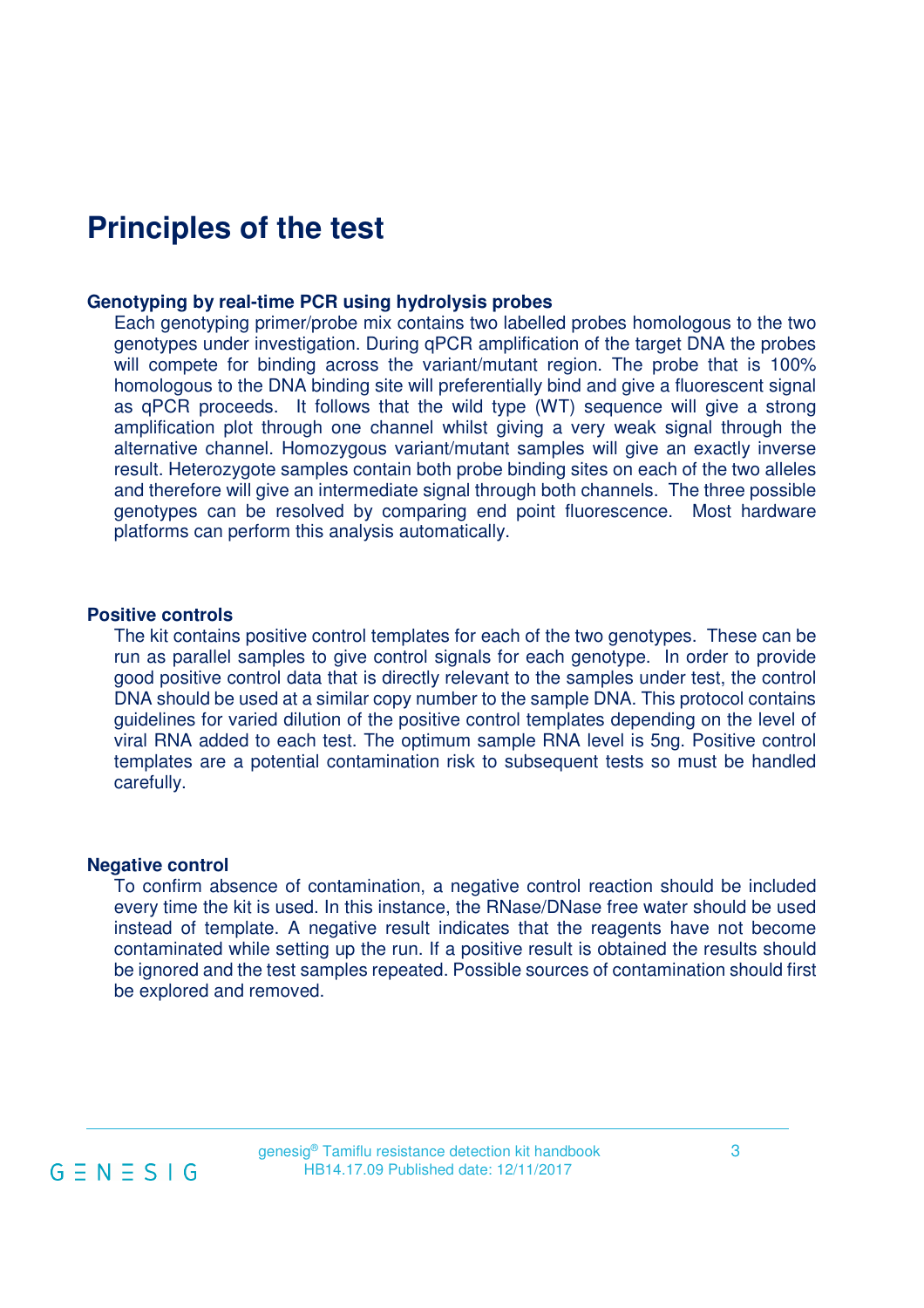# Principles of the test

### Genotyping by real-time PCR using hydrolysis probes

Each genotyping primer/probe mix contains two labelled probes homologous to the two genotypes under investigation. During qPCR amplification of the target DNA the probes will compete for binding across the variant/mutant region. The probe that is 100% homologous to the DNA binding site will preferentially bind and give a fluorescent signal as qPCR proceeds. It follows that the wild type (WT) sequence will give a strong amplification plot through one channel whilst giving a very weak signal through the alternative channel. Homozygous variant/mutant samples will give an exactly inverse result. Heterozygote samples contain both probe binding sites on each of the two alleles and therefore will give an intermediate signal through both channels. The three possible genotypes can be resolved by comparing end point fluorescence. Most hardware platforms can perform this analysis automatically.

### Positive controls

The kit contains positive control templates for each of the two genotypes. These can be run as parallel samples to give control signals for each genotype. In order to provide good positive control data that is directly relevant to the samples under test, the control DNA should be used at a similar copy number to the sample DNA. This protocol contains guidelines for varied dilution of the positive control templates depending on the level of viral RNA added to each test. The optimum sample RNA level is 5ng. Positive control templates are a potential contamination risk to subsequent tests so must be handled carefully.

### Negative control

To confirm absence of contamination, a negative control reaction should be included every time the kit is used. In this instance, the RNase/DNase free water should be used instead of template. A negative result indicates that the reagents have not become contaminated while setting up the run. If a positive result is obtained the results should be ignored and the test samples repeated. Possible sources of contamination should first be explored and removed.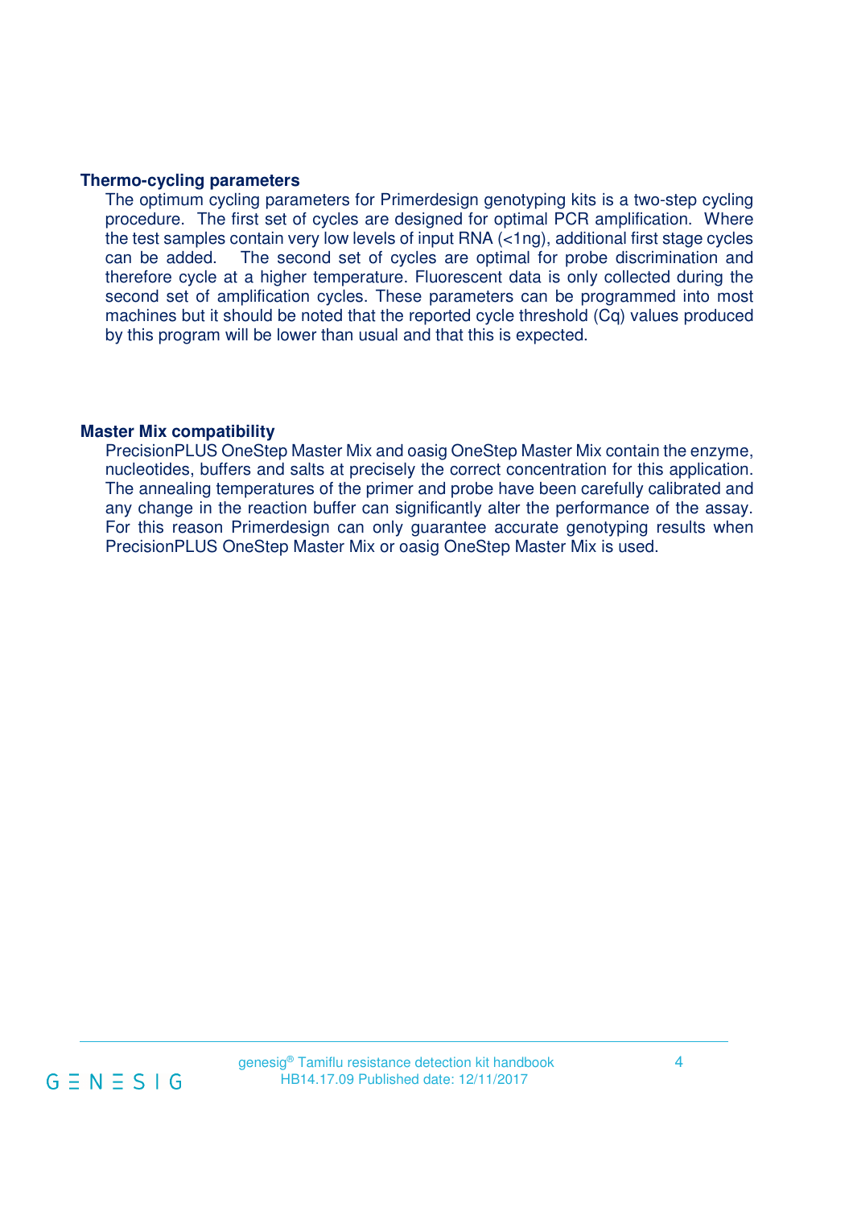### Thermo-cycling parameters

The optimum cycling parameters for Primerdesign genotyping kits is a two-step cycling procedure. The first set of cycles are designed for optimal PCR amplification. Where the test samples contain very low levels of input RNA (<1ng), additional first stage cycles can be added. The second set of cycles are optimal for probe discrimination and therefore cycle at a higher temperature. Fluorescent data is only collected during the second set of amplification cycles. These parameters can be programmed into most machines but it should be noted that the reported cycle threshold (Cq) values produced by this program will be lower than usual and that this is expected.

### Master Mix compatibility

PrecisionPLUS OneStep Master Mix and oasig OneStep Master Mix contain the enzyme, nucleotides, buffers and salts at precisely the correct concentration for this application. The annealing temperatures of the primer and probe have been carefully calibrated and any change in the reaction buffer can significantly alter the performance of the assay. For this reason Primerdesign can only guarantee accurate genotyping results when PrecisionPLUS OneStep Master Mix or oasig OneStep Master Mix is used.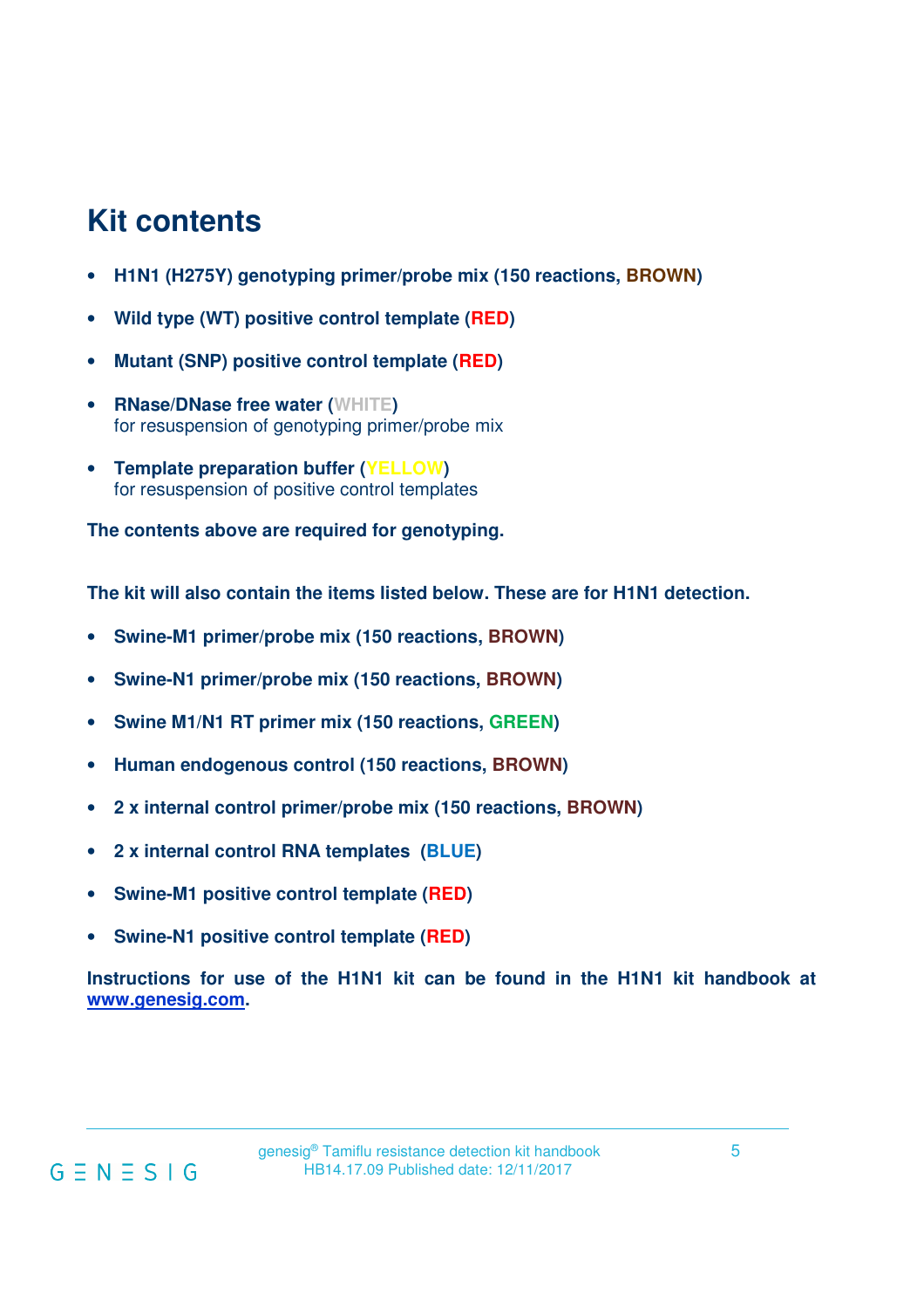# Kit contents

- **H1N1 (H275Y) genotyping primer/probe mix (150 reactions, BROWN)**
- **Wild type (WT) positive control template (RED)**
- **Mutant (SNP) positive control template (RED)**
- **RNase/DNase free water (WHITE)**
  for resuspension of genotyping primer/probe mix
- **Template preparation buffer (YELLOW)**
  for resuspension of positive control templates

**The contents above are required for genotyping.**

**The kit will also contain the items listed below. These are for H1N1 detection.**

- **Swine-M1 primer/probe mix (150 reactions, BROWN)**
- **Swine-N1 primer/probe mix (150 reactions, BROWN)**
- **Swine M1/N1 RT primer mix (150 reactions, GREEN)**
- **Human endogenous control (150 reactions, BROWN)**
- **2 x internal control primer/probe mix (150 reactions, BROWN)**
- **2 x internal control RNA templates (BLUE)**
- **Swine-M1 positive control template (RED)**
- **Swine-N1 positive control template (RED)**

**Instructions for use of the H1N1 kit can be found in the H1N1 kit handbook at [www.genesig.com](http://www.genesig.com).**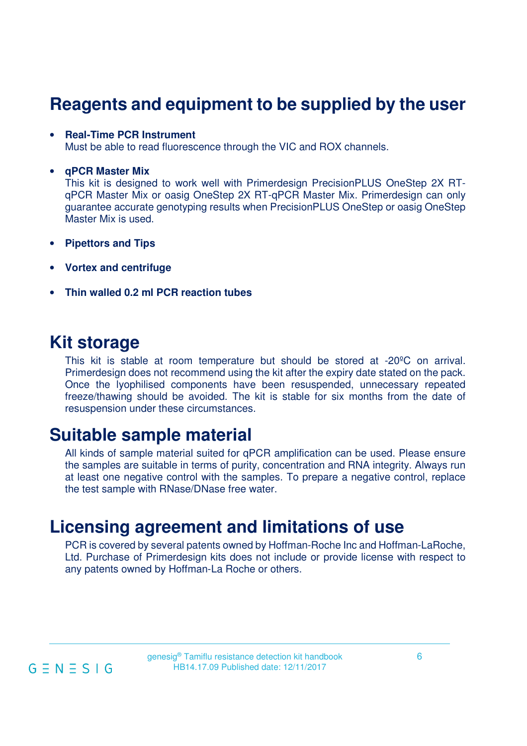# Reagents and equipment to be supplied by the user

- **Real-Time PCR Instrument**
  Must be able to read fluorescence through the VIC and ROX channels.

- **qPCR Master Mix**
  This kit is designed to work well with Primerdesign PrecisionPLUS OneStep 2X RT-qPCR Master Mix or oasig OneStep 2X RT-qPCR Master Mix. Primerdesign can only guarantee accurate genotyping results when PrecisionPLUS OneStep or oasig OneStep Master Mix is used.

- **Pipettors and Tips**

- **Vortex and centrifuge**

- **Thin walled 0.2 ml PCR reaction tubes**

# Kit storage

This kit is stable at room temperature but should be stored at -20ºC on arrival. Primerdesign does not recommend using the kit after the expiry date stated on the pack. Once the lyophilised components have been resuspended, unnecessary repeated freeze/thawing should be avoided. The kit is stable for six months from the date of resuspension under these circumstances.

# Suitable sample material

All kinds of sample material suited for qPCR amplification can be used. Please ensure the samples are suitable in terms of purity, concentration and RNA integrity. Always run at least one negative control with the samples. To prepare a negative control, replace the test sample with RNase/DNase free water.

# Licensing agreement and limitations of use

PCR is covered by several patents owned by Hoffman-Roche Inc and Hoffman-LaRoche, Ltd. Purchase of Primerdesign kits does not include or provide license with respect to any patents owned by Hoffman-La Roche or others.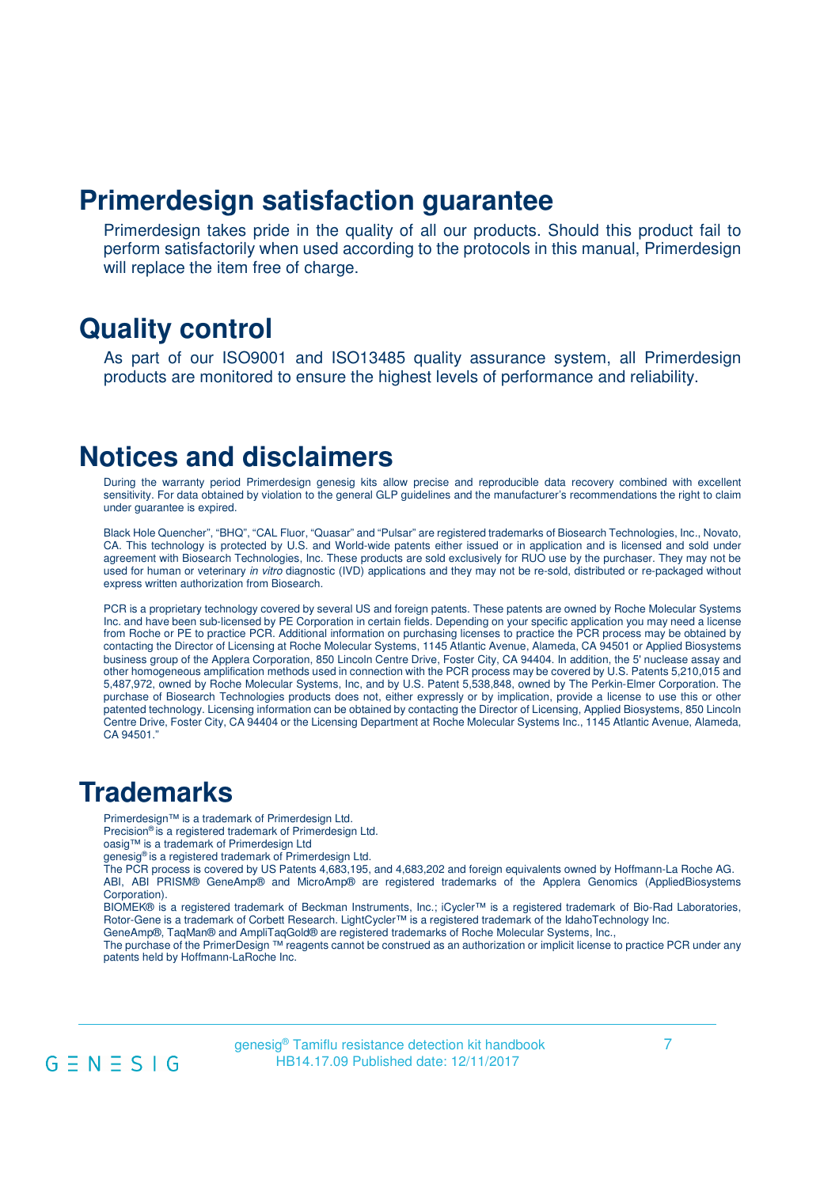## Primerdesign satisfaction guarantee

Primerdesign takes pride in the quality of all our products. Should this product fail to perform satisfactorily when used according to the protocols in this manual, Primerdesign will replace the item free of charge.

## Quality control

As part of our ISO9001 and ISO13485 quality assurance system, all Primerdesign products are monitored to ensure the highest levels of performance and reliability.

## Notices and disclaimers

During the warranty period Primerdesign genesig kits allow precise and reproducible data recovery combined with excellent sensitivity. For data obtained by violation to the general GLP guidelines and the manufacturer's recommendations the right to claim under guarantee is expired.

Black Hole Quencher", "BHQ", "CAL Fluor, "Quasar" and "Pulsar" are registered trademarks of Biosearch Technologies, Inc., Novato, CA. This technology is protected by U.S. and World-wide patents either issued or in application and is licensed and sold under agreement with Biosearch Technologies, Inc. These products are sold exclusively for RUO use by the purchaser. They may not be used for human or veterinary *in vitro* diagnostic (IVD) applications and they may not be re-sold, distributed or re-packaged without express written authorization from Biosearch.

PCR is a proprietary technology covered by several US and foreign patents. These patents are owned by Roche Molecular Systems Inc. and have been sub-licensed by PE Corporation in certain fields. Depending on your specific application you may need a license from Roche or PE to practice PCR. Additional information on purchasing licenses to practice the PCR process may be obtained by contacting the Director of Licensing at Roche Molecular Systems, 1145 Atlantic Avenue, Alameda, CA 94501 or Applied Biosystems business group of the Applera Corporation, 850 Lincoln Centre Drive, Foster City, CA 94404. In addition, the 5' nuclease assay and other homogeneous amplification methods used in connection with the PCR process may be covered by U.S. Patents 5,210,015 and 5,487,972, owned by Roche Molecular Systems, Inc, and by U.S. Patent 5,538,848, owned by The Perkin-Elmer Corporation. The purchase of Biosearch Technologies products does not, either expressly or by implication, provide a license to use this or other patented technology. Licensing information can be obtained by contacting the Director of Licensing, Applied Biosystems, 850 Lincoln Centre Drive, Foster City, CA 94404 or the Licensing Department at Roche Molecular Systems Inc., 1145 Atlantic Avenue, Alameda, CA 94501."

## Trademarks

Primerdesign™ is a trademark of Primerdesign Ltd.
Precision® is a registered trademark of Primerdesign Ltd.
oasig™ is a trademark of Primerdesign Ltd
genesig® is a registered trademark of Primerdesign Ltd.
The PCR process is covered by US Patents 4,683,195, and 4,683,202 and foreign equivalents owned by Hoffmann-La Roche AG.
ABI, ABI PRISM® GeneAmp® and MicroAmp® are registered trademarks of the Applera Genomics (AppliedBiosystems Corporation).
BIOMEK® is a registered trademark of Beckman Instruments, Inc.; iCycler™ is a registered trademark of Bio-Rad Laboratories, Rotor-Gene is a trademark of Corbett Research. LightCycler™ is a registered trademark of the IdahoTechnology Inc.
GeneAmp®, TaqMan® and AmpliTaqGold® are registered trademarks of Roche Molecular Systems, Inc.,
The purchase of the PrimerDesign ™ reagents cannot be construed as an authorization or implicit license to practice PCR under any patents held by Hoffmann-LaRoche Inc.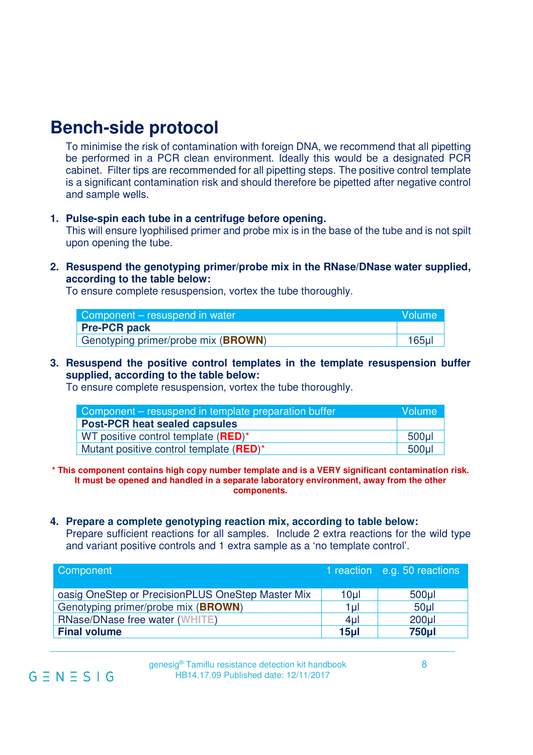# Bench-side protocol

To minimise the risk of contamination with foreign DNA, we recommend that all pipetting be performed in a PCR clean environment. Ideally this would be a designated PCR cabinet. Filter tips are recommended for all pipetting steps. The positive control template is a significant contamination risk and should therefore be pipetted after negative control and sample wells.

1. **Pulse-spin each tube in a centrifuge before opening.**
   This will ensure lyophilised primer and probe mix is in the base of the tube and is not spilt upon opening the tube.

2. **Resuspend the genotyping primer/probe mix in the RNase/DNase water supplied, according to the table below:**
   To ensure complete resuspension, vortex the tube thoroughly.

| Component – resuspend in water | Volume |
|---|---|
| **Pre-PCR pack** | |
| Genotyping primer/probe mix (**BROWN**) | 165µl |

3. **Resuspend the positive control templates in the template resuspension buffer supplied, according to the table below:**
   To ensure complete resuspension, vortex the tube thoroughly.

| Component – resuspend in template preparation buffer | Volume |
|---|---|
| **Post-PCR heat sealed capsules** | |
| WT positive control template (**RED**)* | 500µl |
| Mutant positive control template (**RED**)* | 500µl |

**\* This component contains high copy number template and is a VERY significant contamination risk. It must be opened and handled in a separate laboratory environment, away from the other components.**

4. **Prepare a complete genotyping reaction mix, according to table below:**
   Prepare sufficient reactions for all samples. Include 2 extra reactions for the wild type and variant positive controls and 1 extra sample as a 'no template control'.

| Component | 1 reaction | e.g. 50 reactions |
|---|---|---|
| oasig OneStep or PrecisionPLUS OneStep Master Mix | 10µl | 500µl |
| Genotyping primer/probe mix (**BROWN**) | 1µl | 50µl |
| RNase/DNase free water (**WHITE**) | 4µl | 200µl |
| **Final volume** | **15µl** | **750µl** |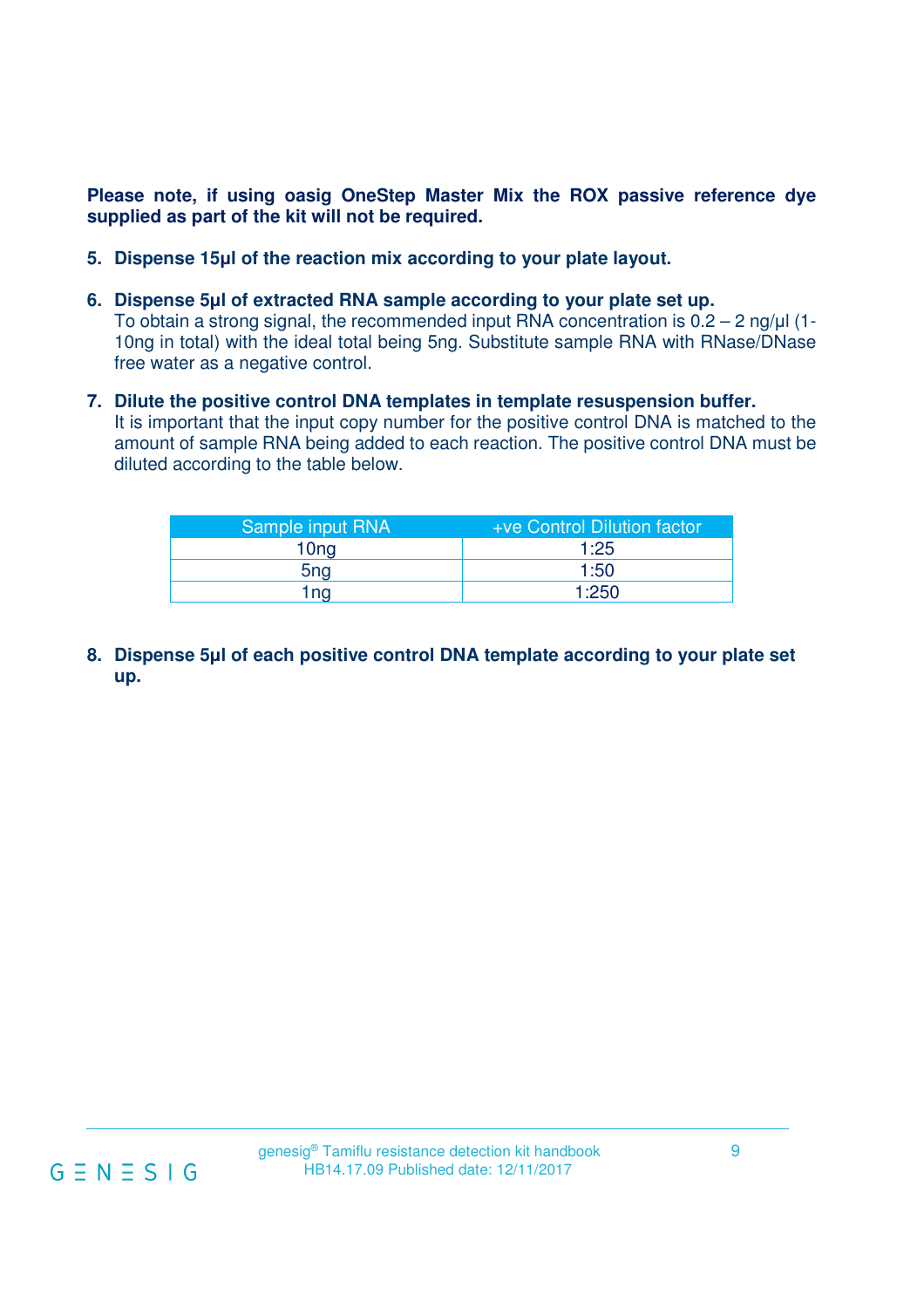**Please note, if using oasig OneStep Master Mix the ROX passive reference dye supplied as part of the kit will not be required.**

5. **Dispense 15µl of the reaction mix according to your plate layout.**

6. **Dispense 5µl of extracted RNA sample according to your plate set up.**
   To obtain a strong signal, the recommended input RNA concentration is 0.2 – 2 ng/µl (1-10ng in total) with the ideal total being 5ng. Substitute sample RNA with RNase/DNase free water as a negative control.

7. **Dilute the positive control DNA templates in template resuspension buffer.**
   It is important that the input copy number for the positive control DNA is matched to the amount of sample RNA being added to each reaction. The positive control DNA must be diluted according to the table below.

| Sample input RNA | +ve Control Dilution factor |
| --- | --- |
| 10ng | 1:25 |
| 5ng | 1:50 |
| 1ng | 1:250 |

8. **Dispense 5µl of each positive control DNA template according to your plate set up.**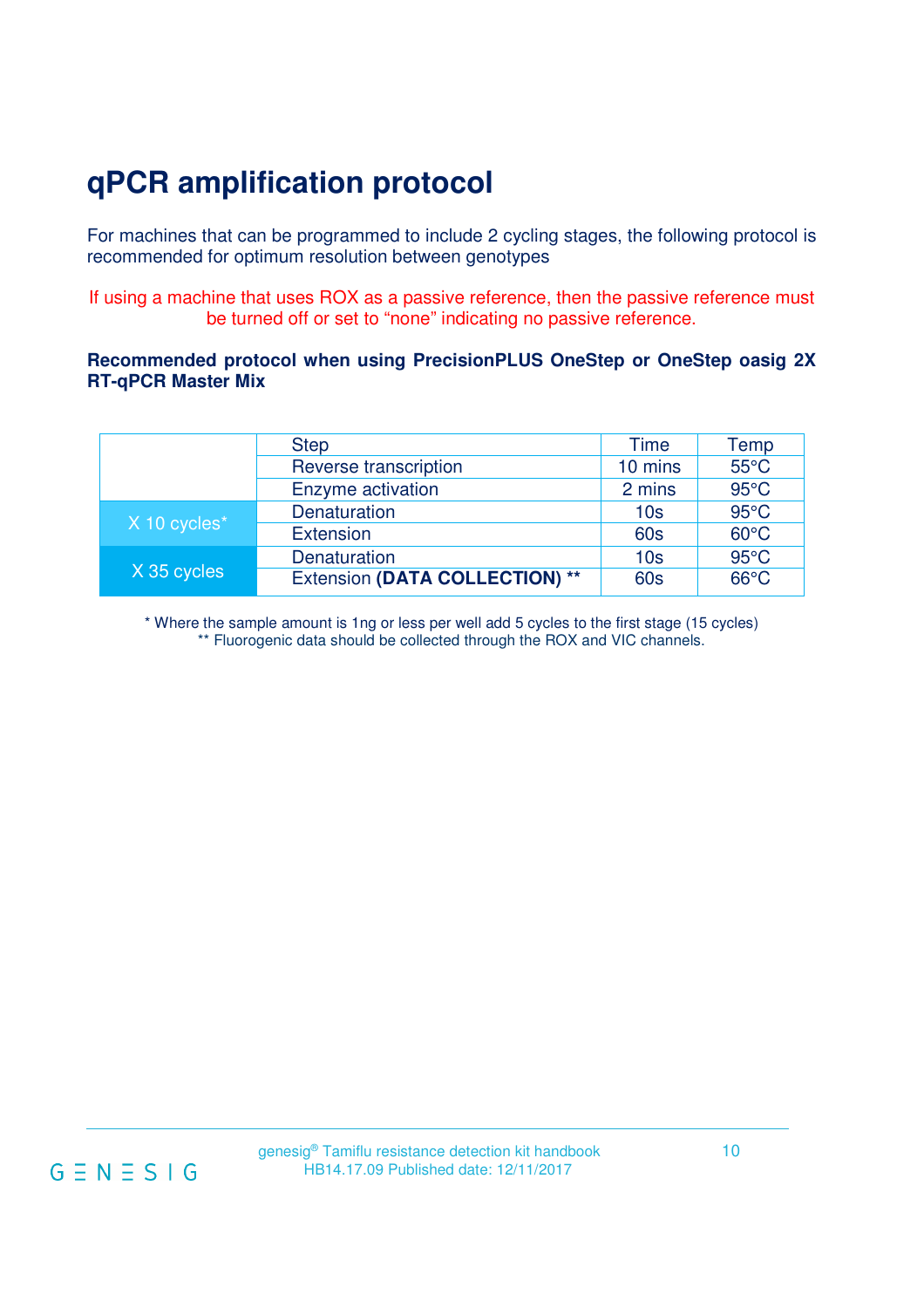# qPCR amplification protocol

For machines that can be programmed to include 2 cycling stages, the following protocol is recommended for optimum resolution between genotypes

If using a machine that uses ROX as a passive reference, then the passive reference must be turned off or set to "none" indicating no passive reference.

**Recommended protocol when using PrecisionPLUS OneStep or OneStep oasig 2X RT-qPCR Master Mix**

| | Step | Time | Temp |
|---|---|---|---|
| | Reverse transcription | 10 mins | 55°C |
| | Enzyme activation | 2 mins | 95°C |
| X 10 cycles* | Denaturation | 10s | 95°C |
| | Extension | 60s | 60°C |
| X 35 cycles | Denaturation | 10s | 95°C |
| | Extension **(DATA COLLECTION)** ** | 60s | 66°C |

* Where the sample amount is 1ng or less per well add 5 cycles to the first stage (15 cycles)
** Fluorogenic data should be collected through the ROX and VIC channels.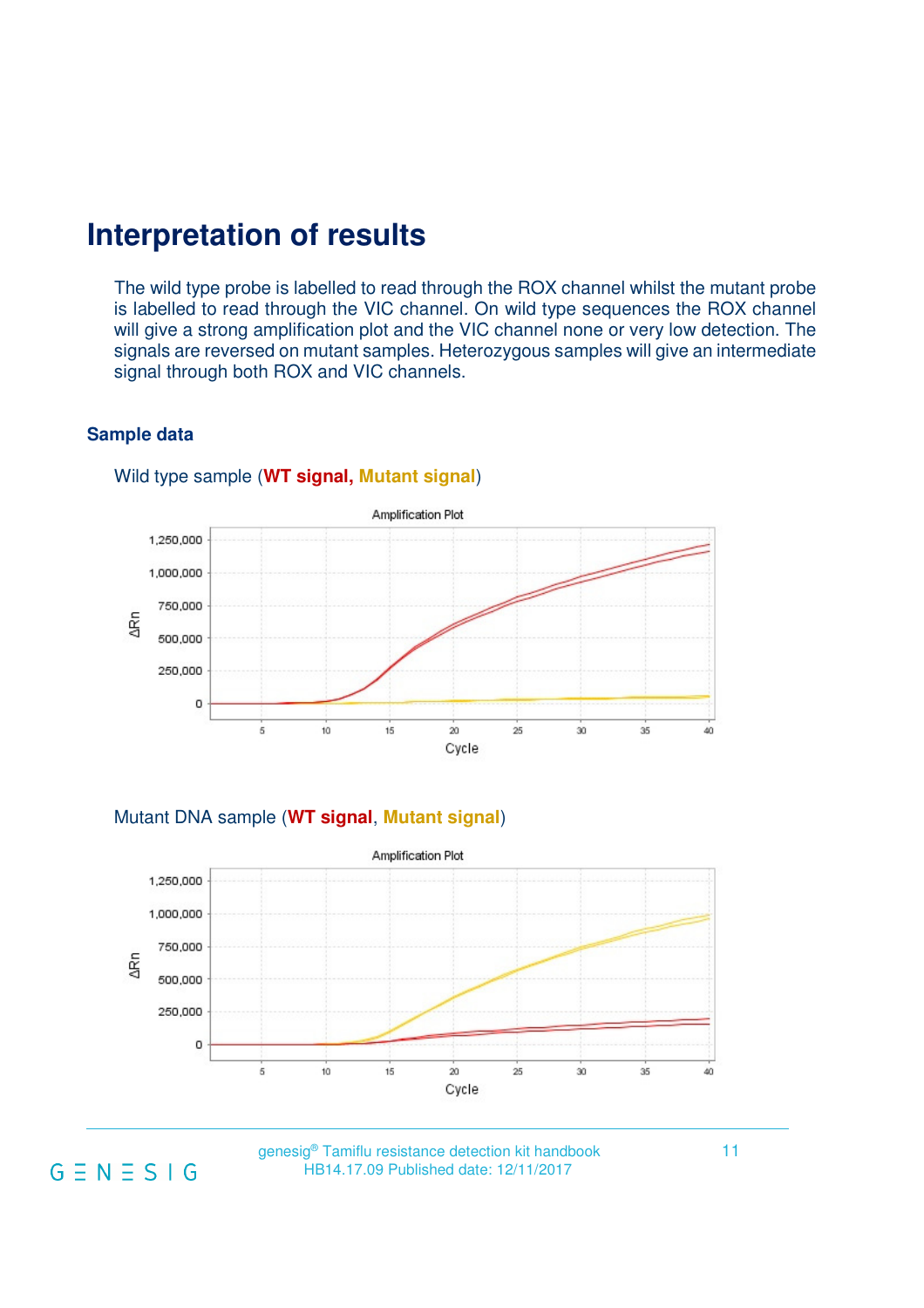# Interpretation of results

The wild type probe is labelled to read through the ROX channel whilst the mutant probe is labelled to read through the VIC channel. On wild type sequences the ROX channel will give a strong amplification plot and the VIC channel none or very low detection. The signals are reversed on mutant samples. Heterozygous samples will give an intermediate signal through both ROX and VIC channels.

## Sample data

Wild type sample (**WT signal**, **Mutant signal**)

Mutant DNA sample (**WT signal**, **Mutant signal**)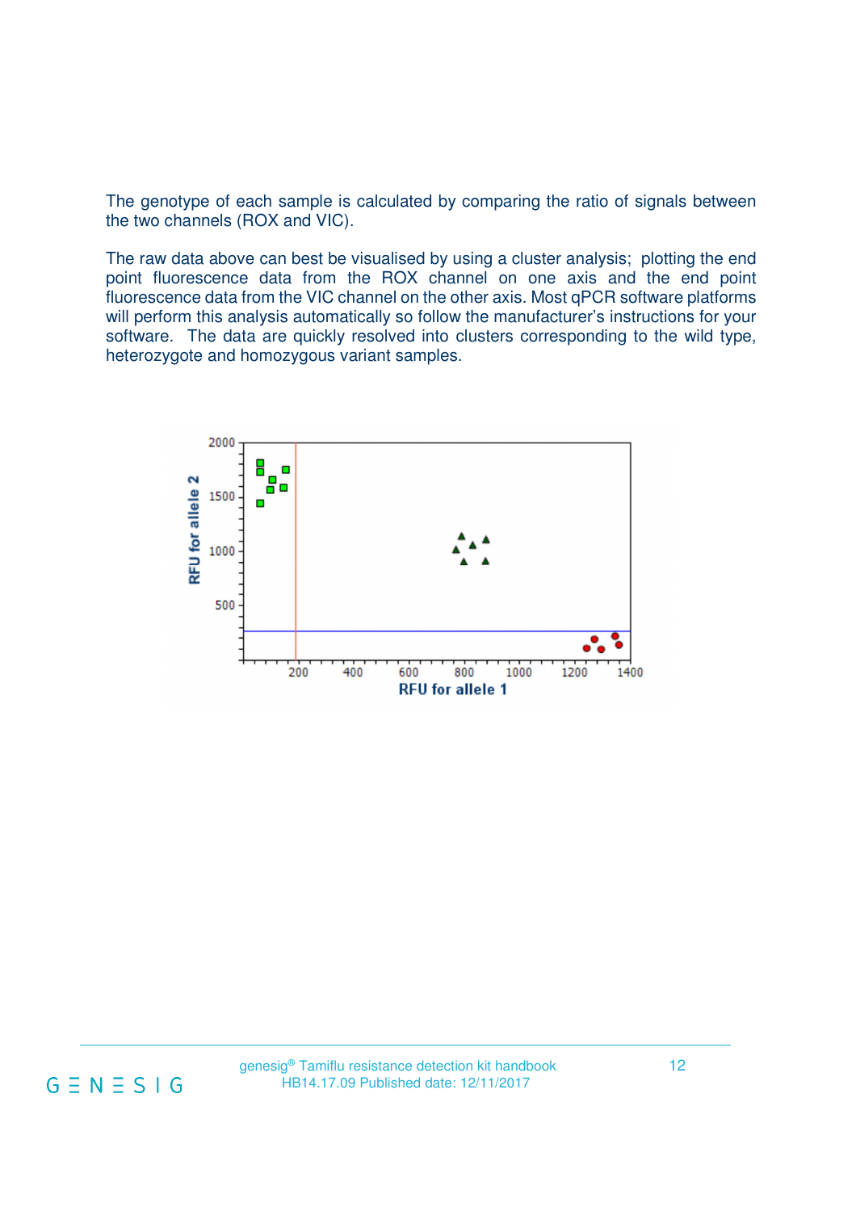The genotype of each sample is calculated by comparing the ratio of signals between the two channels (ROX and VIC).

The raw data above can best be visualised by using a cluster analysis; plotting the end point fluorescence data from the ROX channel on one axis and the end point fluorescence data from the VIC channel on the other axis. Most qPCR software platforms will perform this analysis automatically so follow the manufacturer's instructions for your software. The data are quickly resolved into clusters corresponding to the wild type, heterozygote and homozygous variant samples.

RFU for allele 2

2000
1500
1000
500

200
400
600
800
1000
1200
1400

RFU for allele 1